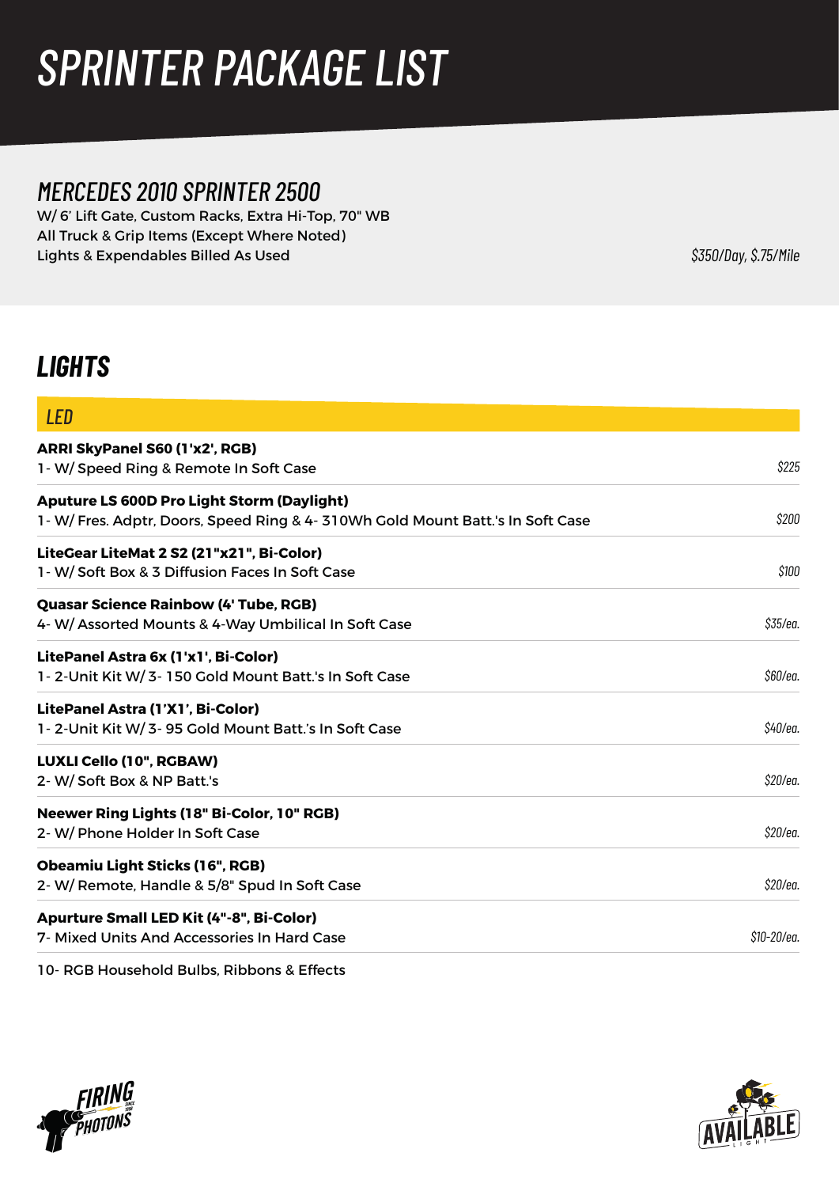# SPRINTER PACKAGE LIST

## MERCEDES 2010 SPRINTER 2500

W/ 6' Lift Gate, Custom Racks, Extra Hi-Top, 70" WB
All Truck & Grip Items (Except Where Noted)
Lights & Expendables Billed As Used

*$350/Day, $.75/Mile*

## LIGHTS

### LED

| Item | Price |
|---|---|
| **ARRI SkyPanel S60 (1'x2', RGB)**<br>1- W/ Speed Ring & Remote In Soft Case | *$225* |
| **Aputure LS 600D Pro Light Storm (Daylight)**<br>1- W/ Fres. Adptr, Doors, Speed Ring & 4- 310Wh Gold Mount Batt.'s In Soft Case | *$200* |
| **LiteGear LiteMat 2 S2 (21"x21", Bi-Color)**<br>1- W/ Soft Box & 3 Diffusion Faces In Soft Case | *$100* |
| **Quasar Science Rainbow (4' Tube, RGB)**<br>4- W/ Assorted Mounts & 4-Way Umbilical In Soft Case | *$35/ea.* |
| **LitePanel Astra 6x (1'x1', Bi-Color)**<br>1- 2-Unit Kit W/ 3- 150 Gold Mount Batt.'s In Soft Case | *$60/ea.* |
| **LitePanel Astra (1'X1', Bi-Color)**<br>1- 2-Unit Kit W/ 3- 95 Gold Mount Batt.'s In Soft Case | *$40/ea.* |
| **LUXLI Cello (10", RGBAW)**<br>2- W/ Soft Box & NP Batt.'s | *$20/ea.* |
| **Neewer Ring Lights (18" Bi-Color, 10" RGB)**<br>2- W/ Phone Holder In Soft Case | *$20/ea.* |
| **Obeamiu Light Sticks (16", RGB)**<br>2- W/ Remote, Handle & 5/8" Spud In Soft Case | *$20/ea.* |
| **Apurture Small LED Kit (4"-8", Bi-Color)**<br>7- Mixed Units And Accessories In Hard Case | *$10-20/ea.* |

10- RGB Household Bulbs, Ribbons & Effects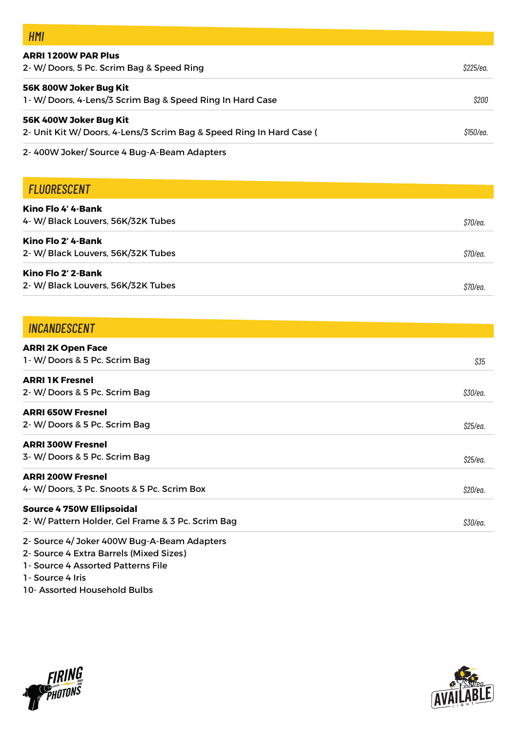## HMI

**ARRI 1200W PAR Plus**
2- W/ Doors, 5 Pc. Scrim Bag & Speed Ring — *$225/ea.*

**56K 800W Joker Bug Kit**
1- W/ Doors, 4-Lens/3 Scrim Bag & Speed Ring In Hard Case — *$200*

**56K 400W Joker Bug Kit**
2- Unit Kit W/ Doors, 4-Lens/3 Scrim Bag & Speed Ring In Hard Case ( — *$150/ea.*

2- 400W Joker/ Source 4 Bug-A-Beam Adapters

## FLUORESCENT

**Kino Flo 4' 4-Bank**
4- W/ Black Louvers, 56K/32K Tubes — *$70/ea.*

**Kino Flo 2' 4-Bank**
2- W/ Black Louvers, 56K/32K Tubes — *$70/ea.*

**Kino Flo 2' 2-Bank**
2- W/ Black Louvers, 56K/32K Tubes — *$70/ea.*

## INCANDESCENT

**ARRI 2K Open Face**
1- W/ Doors & 5 Pc. Scrim Bag — *$35*

**ARRI 1K Fresnel**
2- W/ Doors & 5 Pc. Scrim Bag — *$30/ea.*

**ARRI 650W Fresnel**
2- W/ Doors & 5 Pc. Scrim Bag — *$25/ea.*

**ARRI 300W Fresnel**
3- W/ Doors & 5 Pc. Scrim Bag — *$25/ea.*

**ARRI 200W Fresnel**
4- W/ Doors, 3 Pc. Snoots & 5 Pc. Scrim Box — *$20/ea.*

**Source 4 750W Ellipsoidal**
2- W/ Pattern Holder, Gel Frame & 3 Pc. Scrim Bag — *$30/ea.*

2- Source 4/ Joker 400W Bug-A-Beam Adapters
2- Source 4 Extra Barrels (Mixed Sizes)
1- Source 4 Assorted Patterns File
1- Source 4 Iris
10- Assorted Household Bulbs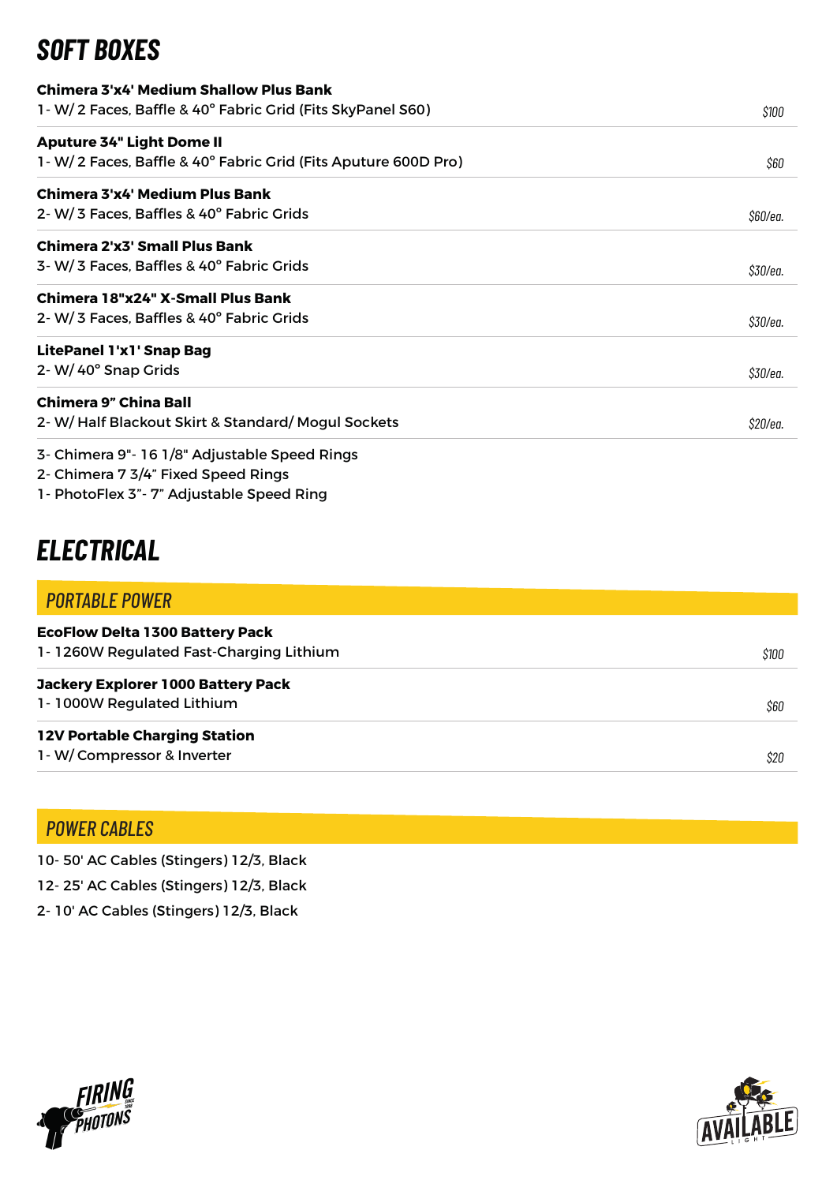# SOFT BOXES

**Chimera 3'x4' Medium Shallow Plus Bank**
1- W/ 2 Faces, Baffle & 40° Fabric Grid (Fits SkyPanel S60) — *$100*

**Aputure 34" Light Dome II**
1- W/ 2 Faces, Baffle & 40° Fabric Grid (Fits Aputure 600D Pro) — *$60*

**Chimera 3'x4' Medium Plus Bank**
2- W/ 3 Faces, Baffles & 40° Fabric Grids — *$60/ea.*

**Chimera 2'x3' Small Plus Bank**
3- W/ 3 Faces, Baffles & 40° Fabric Grids — *$30/ea.*

**Chimera 18"x24" X-Small Plus Bank**
2- W/ 3 Faces, Baffles & 40° Fabric Grids — *$30/ea.*

**LitePanel 1'x1' Snap Bag**
2- W/ 40° Snap Grids — *$30/ea.*

**Chimera 9" China Ball**
2- W/ Half Blackout Skirt & Standard/ Mogul Sockets — *$20/ea.*

3- Chimera 9"- 16 1/8" Adjustable Speed Rings
2- Chimera 7 3/4" Fixed Speed Rings
1- PhotoFlex 3"- 7" Adjustable Speed Ring

# ELECTRICAL

## PORTABLE POWER

**EcoFlow Delta 1300 Battery Pack**
1- 1260W Regulated Fast-Charging Lithium — *$100*

**Jackery Explorer 1000 Battery Pack**
1- 1000W Regulated Lithium — *$60*

**12V Portable Charging Station**
1- W/ Compressor & Inverter — *$20*

## POWER CABLES

10- 50' AC Cables (Stingers) 12/3, Black
12- 25' AC Cables (Stingers) 12/3, Black
2- 10' AC Cables (Stingers) 12/3, Black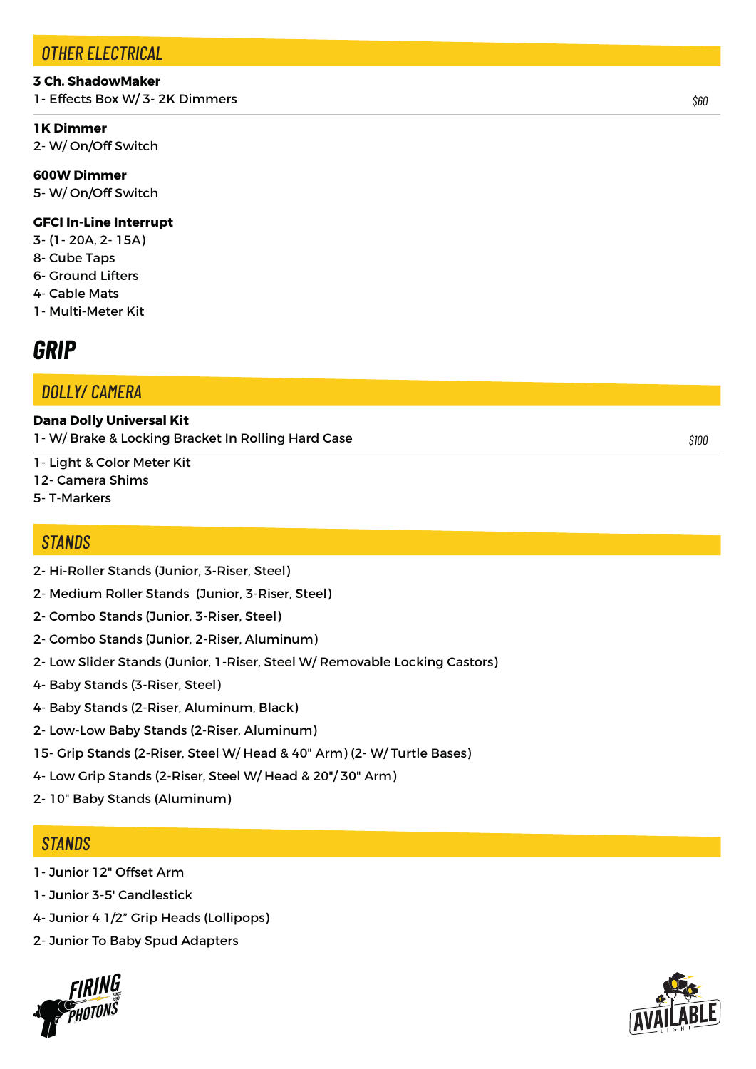## OTHER ELECTRICAL

**3 Ch. ShadowMaker**
1- Effects Box W/ 3- 2K Dimmers — *$60*

**1K Dimmer**
2- W/ On/Off Switch

**600W Dimmer**
5- W/ On/Off Switch

**GFCI In-Line Interrupt**
3- (1- 20A, 2- 15A)
8- Cube Taps
6- Ground Lifters
4- Cable Mats
1- Multi-Meter Kit

# GRIP

## DOLLY/ CAMERA

**Dana Dolly Universal Kit**
1- W/ Brake & Locking Bracket In Rolling Hard Case — *$100*

1- Light & Color Meter Kit
12- Camera Shims
5- T-Markers

## STANDS

2- Hi-Roller Stands (Junior, 3-Riser, Steel)
2- Medium Roller Stands (Junior, 3-Riser, Steel)
2- Combo Stands (Junior, 3-Riser, Steel)
2- Combo Stands (Junior, 2-Riser, Aluminum)
2- Low Slider Stands (Junior, 1-Riser, Steel W/ Removable Locking Castors)
4- Baby Stands (3-Riser, Steel)
4- Baby Stands (2-Riser, Aluminum, Black)
2- Low-Low Baby Stands (2-Riser, Aluminum)
15- Grip Stands (2-Riser, Steel W/ Head & 40" Arm) (2- W/ Turtle Bases)
4- Low Grip Stands (2-Riser, Steel W/ Head & 20"/ 30" Arm)
2- 10" Baby Stands (Aluminum)

## STANDS

1- Junior 12" Offset Arm
1- Junior 3-5' Candlestick
4- Junior 4 1/2" Grip Heads (Lollipops)
2- Junior To Baby Spud Adapters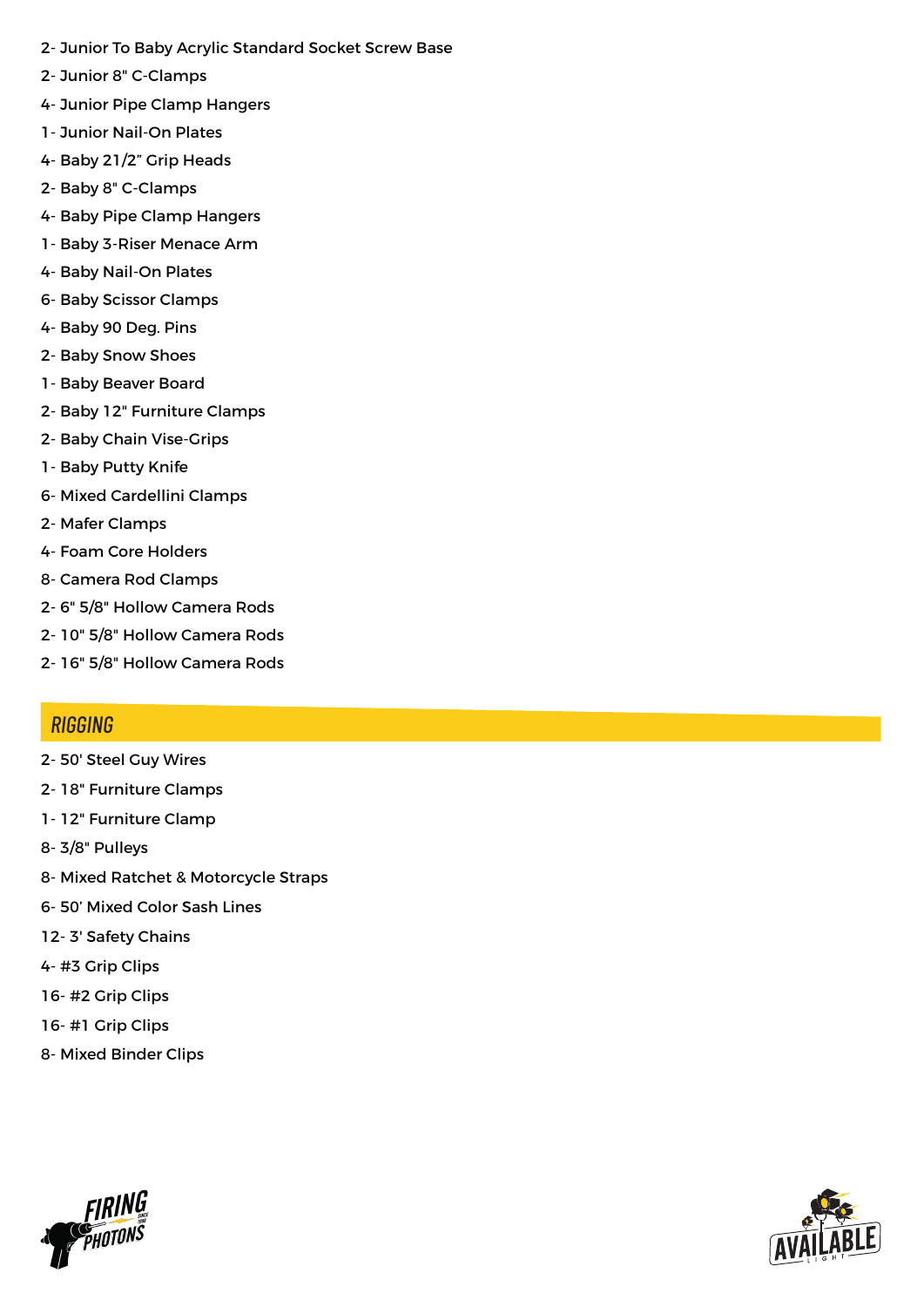2- Junior To Baby Acrylic Standard Socket Screw Base

2- Junior 8" C-Clamps

4- Junior Pipe Clamp Hangers

1- Junior Nail-On Plates

4- Baby 21/2” Grip Heads

2- Baby 8" C-Clamps

4- Baby Pipe Clamp Hangers

1- Baby 3-Riser Menace Arm

4- Baby Nail-On Plates

6- Baby Scissor Clamps

4- Baby 90 Deg. Pins

2- Baby Snow Shoes

1- Baby Beaver Board

2- Baby 12" Furniture Clamps

2- Baby Chain Vise-Grips

1- Baby Putty Knife

6- Mixed Cardellini Clamps

2- Mafer Clamps

4- Foam Core Holders

8- Camera Rod Clamps

2- 6" 5/8" Hollow Camera Rods

2- 10" 5/8" Hollow Camera Rods

2- 16" 5/8" Hollow Camera Rods

## RIGGING

2- 50' Steel Guy Wires

2- 18" Furniture Clamps

1- 12" Furniture Clamp

8- 3/8" Pulleys

8- Mixed Ratchet & Motorcycle Straps

6- 50’ Mixed Color Sash Lines

12- 3' Safety Chains

4- #3 Grip Clips

16- #2 Grip Clips

16- #1 Grip Clips

8- Mixed Binder Clips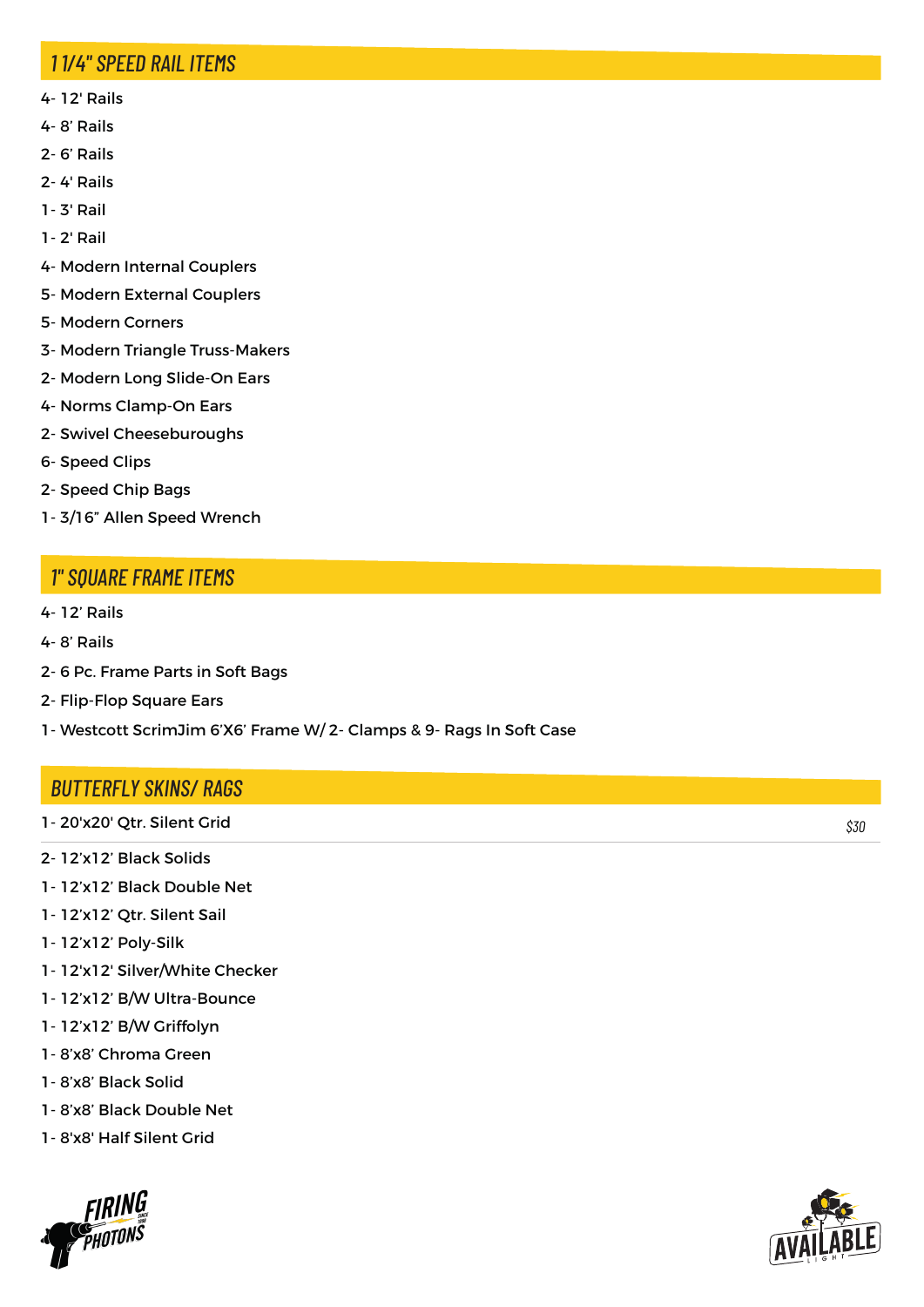## 1 1/4" SPEED RAIL ITEMS

4- 12' Rails
4- 8' Rails
2- 6' Rails
2- 4' Rails
1- 3' Rail
1- 2' Rail
4- Modern Internal Couplers
5- Modern External Couplers
5- Modern Corners
3- Modern Triangle Truss-Makers
2- Modern Long Slide-On Ears
4- Norms Clamp-On Ears
2- Swivel Cheeseburoughs
6- Speed Clips
2- Speed Chip Bags
1- 3/16" Allen Speed Wrench

## 1" SQUARE FRAME ITEMS

4- 12' Rails
4- 8' Rails
2- 6 Pc. Frame Parts in Soft Bags
2- Flip-Flop Square Ears
1- Westcott ScrimJim 6'X6' Frame W/ 2- Clamps & 9- Rags In Soft Case

## BUTTERFLY SKINS/ RAGS

1- 20'x20' Qtr. Silent Grid *$30*

2- 12'x12' Black Solids
1- 12'x12' Black Double Net
1- 12'x12' Qtr. Silent Sail
1- 12'x12' Poly-Silk
1- 12'x12' Silver/White Checker
1- 12'x12' B/W Ultra-Bounce
1- 12'x12' B/W Griffolyn
1- 8'x8' Chroma Green
1- 8'x8' Black Solid
1- 8'x8' Black Double Net
1- 8'x8' Half Silent Grid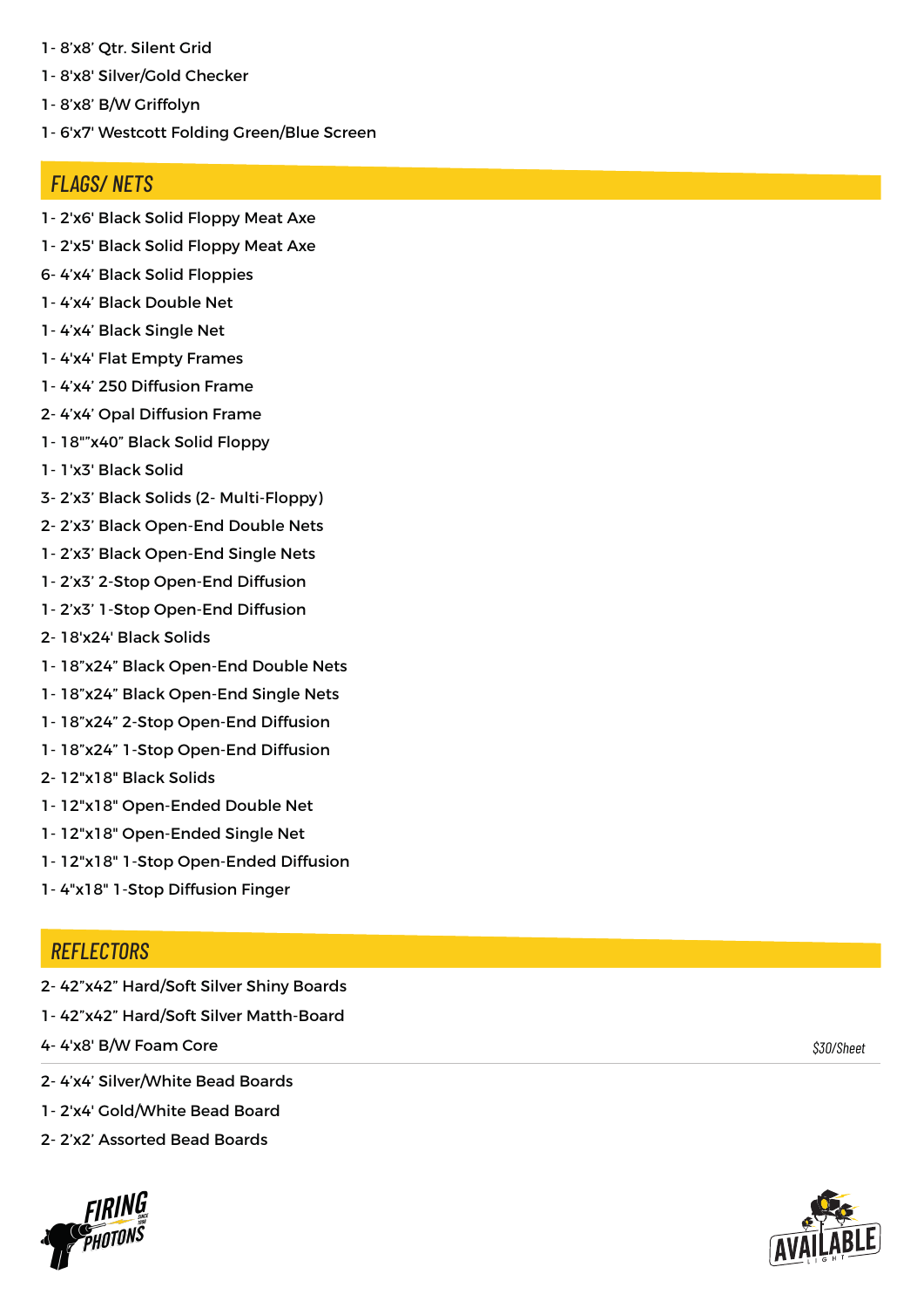1- 8'x8' Qtr. Silent Grid

1- 8'x8' Silver/Gold Checker

1- 8'x8' B/W Griffolyn

1- 6'x7' Westcott Folding Green/Blue Screen

## FLAGS/ NETS

1- 2'x6' Black Solid Floppy Meat Axe

1- 2'x5' Black Solid Floppy Meat Axe

6- 4'x4' Black Solid Floppies

1- 4'x4' Black Double Net

1- 4'x4' Black Single Net

1- 4'x4' Flat Empty Frames

1- 4'x4' 250 Diffusion Frame

2- 4'x4' Opal Diffusion Frame

1- 18""x40" Black Solid Floppy

1- 1'x3' Black Solid

3- 2'x3' Black Solids (2- Multi-Floppy)

2- 2'x3' Black Open-End Double Nets

1- 2'x3' Black Open-End Single Nets

1- 2'x3' 2-Stop Open-End Diffusion

1- 2'x3' 1-Stop Open-End Diffusion

2- 18'x24' Black Solids

1- 18"x24" Black Open-End Double Nets

1- 18"x24" Black Open-End Single Nets

1- 18"x24" 2-Stop Open-End Diffusion

1- 18"x24" 1-Stop Open-End Diffusion

2- 12"x18" Black Solids

1- 12"x18" Open-Ended Double Net

1- 12"x18" Open-Ended Single Net

1- 12"x18" 1-Stop Open-Ended Diffusion

1- 4"x18" 1-Stop Diffusion Finger

## REFLECTORS

2- 42"x42" Hard/Soft Silver Shiny Boards

1- 42"x42" Hard/Soft Silver Matth-Board

4- 4'x8' B/W Foam Core — *$30/Sheet*

2- 4'x4' Silver/White Bead Boards

1- 2'x4' Gold/White Bead Board

2- 2'x2' Assorted Bead Boards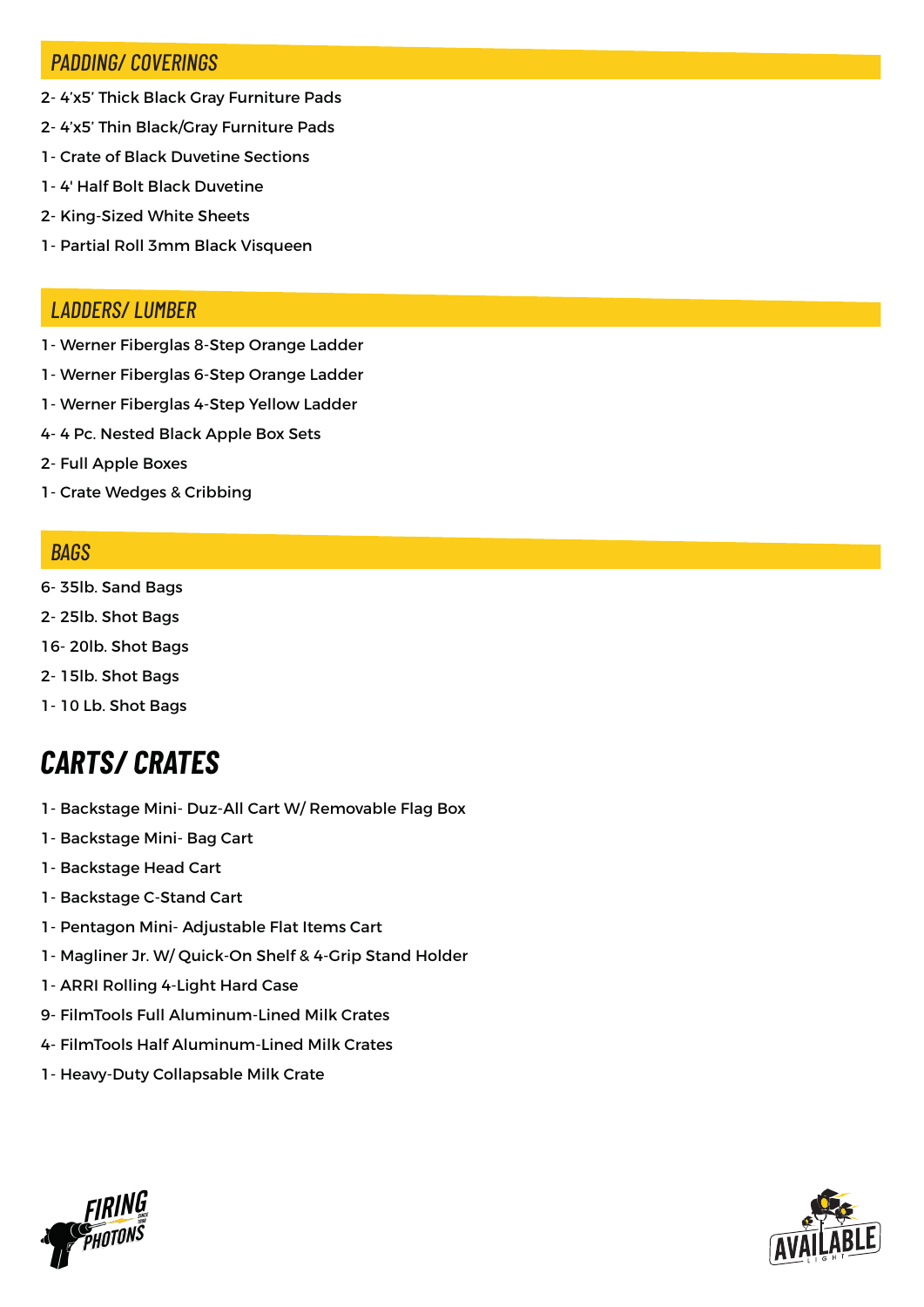## PADDING/ COVERINGS

2- 4'x5' Thick Black Gray Furniture Pads

2- 4'x5' Thin Black/Gray Furniture Pads

1- Crate of Black Duvetine Sections

1- 4' Half Bolt Black Duvetine

2- King-Sized White Sheets

1- Partial Roll 3mm Black Visqueen

## LADDERS/ LUMBER

1- Werner Fiberglas 8-Step Orange Ladder

1- Werner Fiberglas 6-Step Orange Ladder

1- Werner Fiberglas 4-Step Yellow Ladder

4- 4 Pc. Nested Black Apple Box Sets

2- Full Apple Boxes

1- Crate Wedges & Cribbing

## BAGS

6- 35lb. Sand Bags

2- 25lb. Shot Bags

16- 20lb. Shot Bags

2- 15lb. Shot Bags

1- 10 Lb. Shot Bags

# CARTS/ CRATES

1- Backstage Mini- Duz-All Cart W/ Removable Flag Box

1- Backstage Mini- Bag Cart

1- Backstage Head Cart

1- Backstage C-Stand Cart

1- Pentagon Mini- Adjustable Flat Items Cart

1- Magliner Jr. W/ Quick-On Shelf & 4-Grip Stand Holder

1- ARRI Rolling 4-Light Hard Case

9- FilmTools Full Aluminum-Lined Milk Crates

4- FilmTools Half Aluminum-Lined Milk Crates

1- Heavy-Duty Collapsable Milk Crate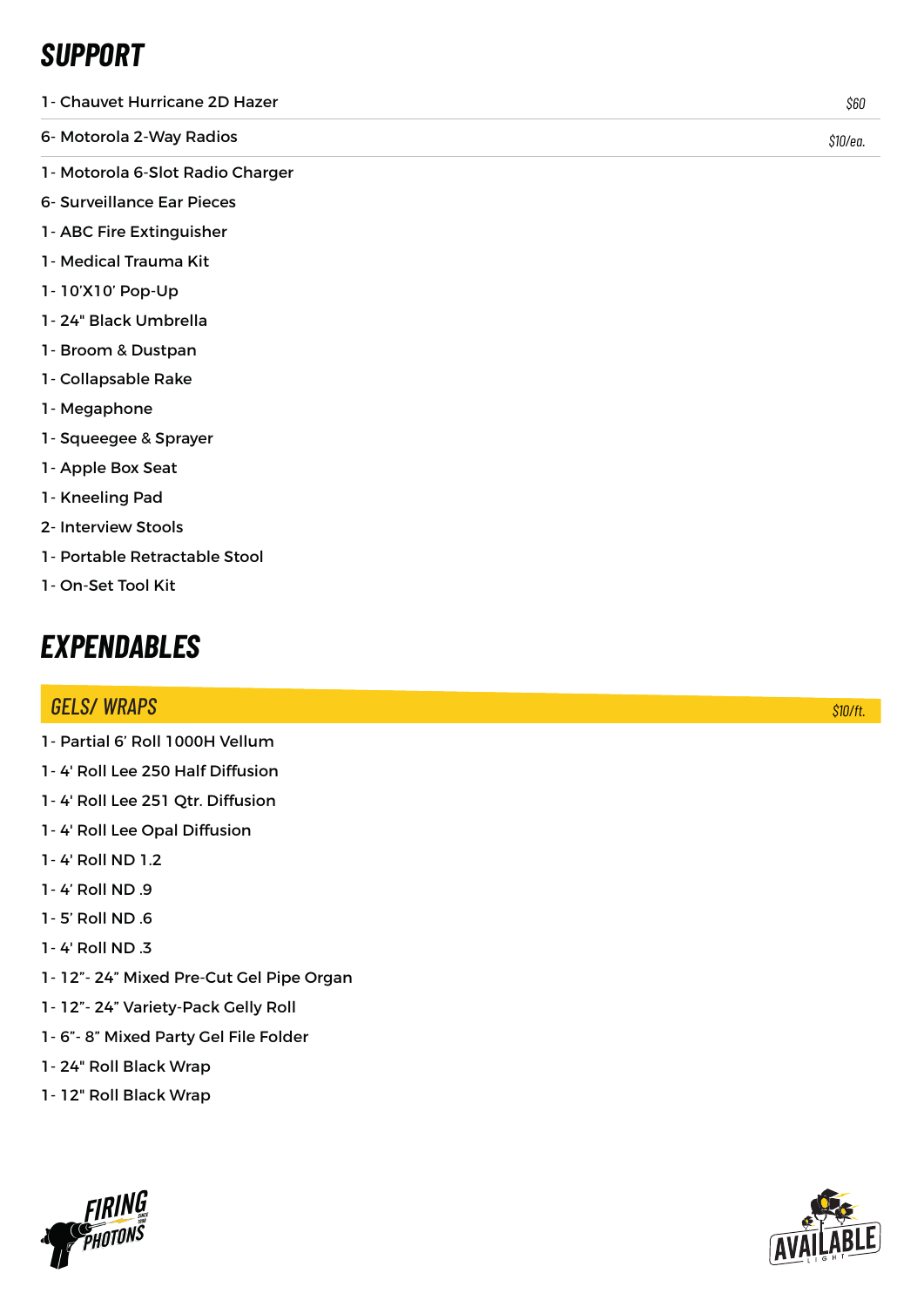# SUPPORT

1- Chauvet Hurricane 2D Hazer *$60*

6- Motorola 2-Way Radios *$10/ea.*

1- Motorola 6-Slot Radio Charger

6- Surveillance Ear Pieces

1- ABC Fire Extinguisher

1- Medical Trauma Kit

1- 10'X10' Pop-Up

1- 24" Black Umbrella

1- Broom & Dustpan

1- Collapsable Rake

1- Megaphone

1- Squeegee & Sprayer

1- Apple Box Seat

1- Kneeling Pad

2- Interview Stools

1- Portable Retractable Stool

1- On-Set Tool Kit

# EXPENDABLES

## GELS/ WRAPS *$10/ft.*

1- Partial 6' Roll 1000H Vellum

1- 4' Roll Lee 250 Half Diffusion

1- 4' Roll Lee 251 Qtr. Diffusion

1- 4' Roll Lee Opal Diffusion

1- 4' Roll ND 1.2

1- 4' Roll ND .9

1- 5' Roll ND .6

1- 4' Roll ND .3

1- 12"- 24" Mixed Pre-Cut Gel Pipe Organ

1- 12"- 24" Variety-Pack Gelly Roll

1- 6"- 8" Mixed Party Gel File Folder

1- 24" Roll Black Wrap

1- 12" Roll Black Wrap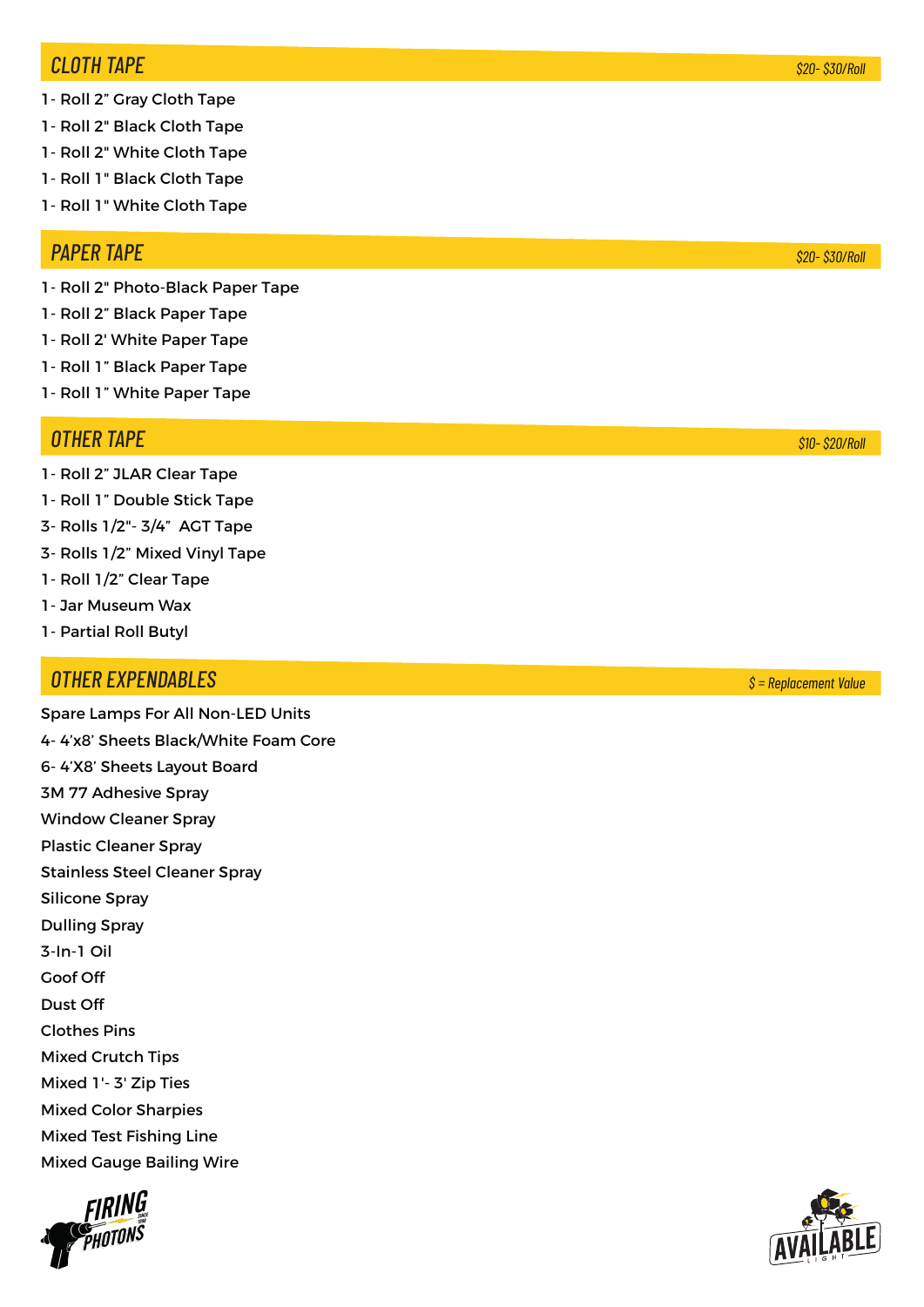## CLOTH TAPE

*$20- $30/Roll*

1- Roll 2” Gray Cloth Tape
1- Roll 2" Black Cloth Tape
1- Roll 2" White Cloth Tape
1- Roll 1" Black Cloth Tape
1- Roll 1" White Cloth Tape

## PAPER TAPE

*$20- $30/Roll*

1- Roll 2" Photo-Black Paper Tape
1- Roll 2” Black Paper Tape
1- Roll 2' White Paper Tape
1- Roll 1” Black Paper Tape
1- Roll 1” White Paper Tape

## OTHER TAPE

*$10- $20/Roll*

1- Roll 2” JLAR Clear Tape
1- Roll 1” Double Stick Tape
3- Rolls 1/2"- 3/4” AGT Tape
3- Rolls 1/2” Mixed Vinyl Tape
1- Roll 1/2” Clear Tape
1- Jar Museum Wax
1- Partial Roll Butyl

## OTHER EXPENDABLES

*$ = Replacement Value*

Spare Lamps For All Non-LED Units
4- 4’x8’ Sheets Black/White Foam Core
6- 4’X8’ Sheets Layout Board
3M 77 Adhesive Spray
Window Cleaner Spray
Plastic Cleaner Spray
Stainless Steel Cleaner Spray
Silicone Spray
Dulling Spray
3-In-1 Oil
Goof Off
Dust Off
Clothes Pins
Mixed Crutch Tips
Mixed 1'- 3' Zip Ties
Mixed Color Sharpies
Mixed Test Fishing Line
Mixed Gauge Bailing Wire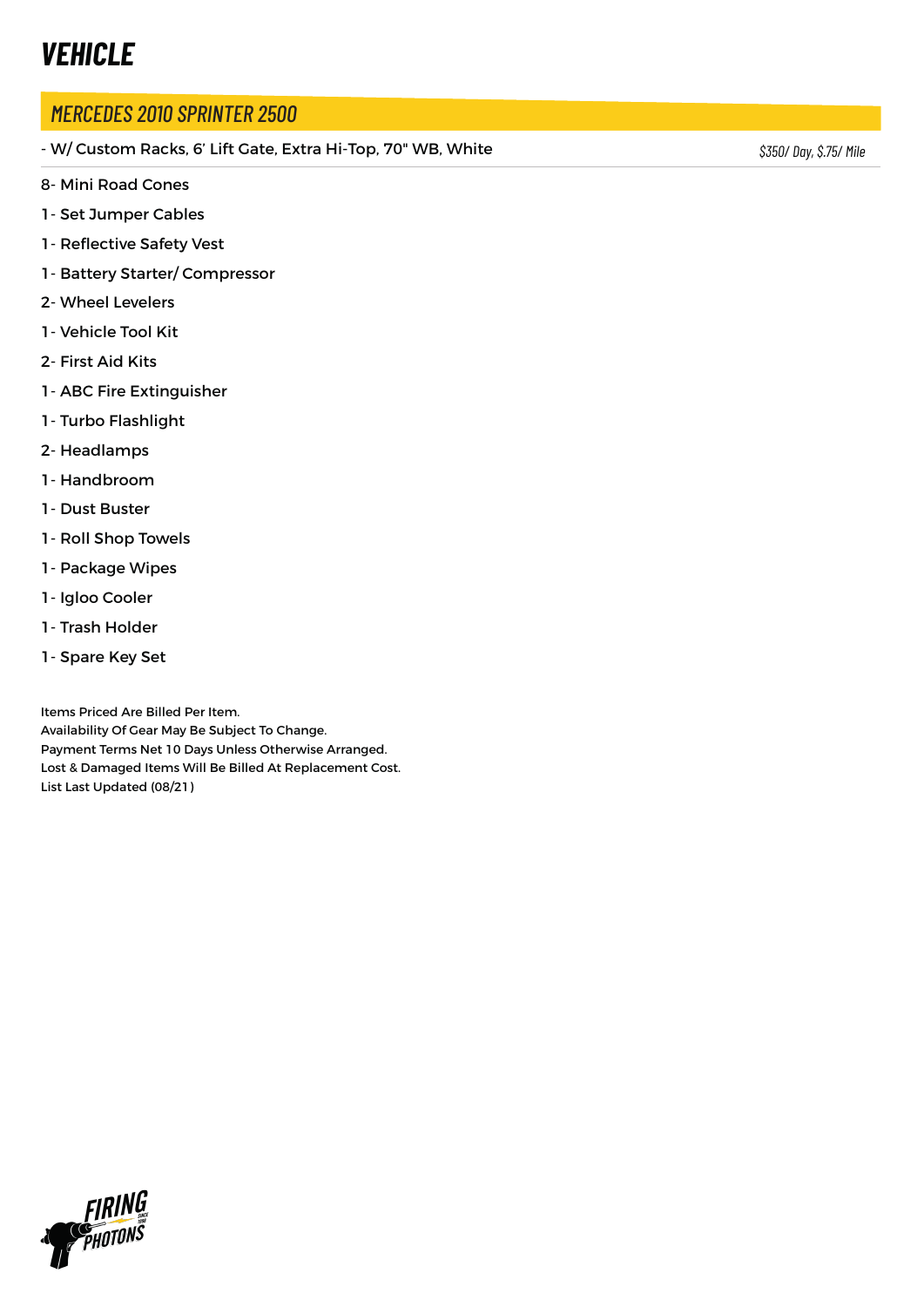# VEHICLE

## MERCEDES 2010 SPRINTER 2500

| | |
|---|---|
| - W/ Custom Racks, 6' Lift Gate, Extra Hi-Top, 70" WB, White | *$350/ Day, $.75/ Mile* |

8- Mini Road Cones

1- Set Jumper Cables

1- Reflective Safety Vest

1- Battery Starter/ Compressor

2- Wheel Levelers

1- Vehicle Tool Kit

2- First Aid Kits

1- ABC Fire Extinguisher

1- Turbo Flashlight

2- Headlamps

1- Handbroom

1- Dust Buster

1- Roll Shop Towels

1- Package Wipes

1- Igloo Cooler

1- Trash Holder

1- Spare Key Set

Items Priced Are Billed Per Item.
Availability Of Gear May Be Subject To Change.
Payment Terms Net 10 Days Unless Otherwise Arranged.
Lost & Damaged Items Will Be Billed At Replacement Cost.
List Last Updated (08/21)